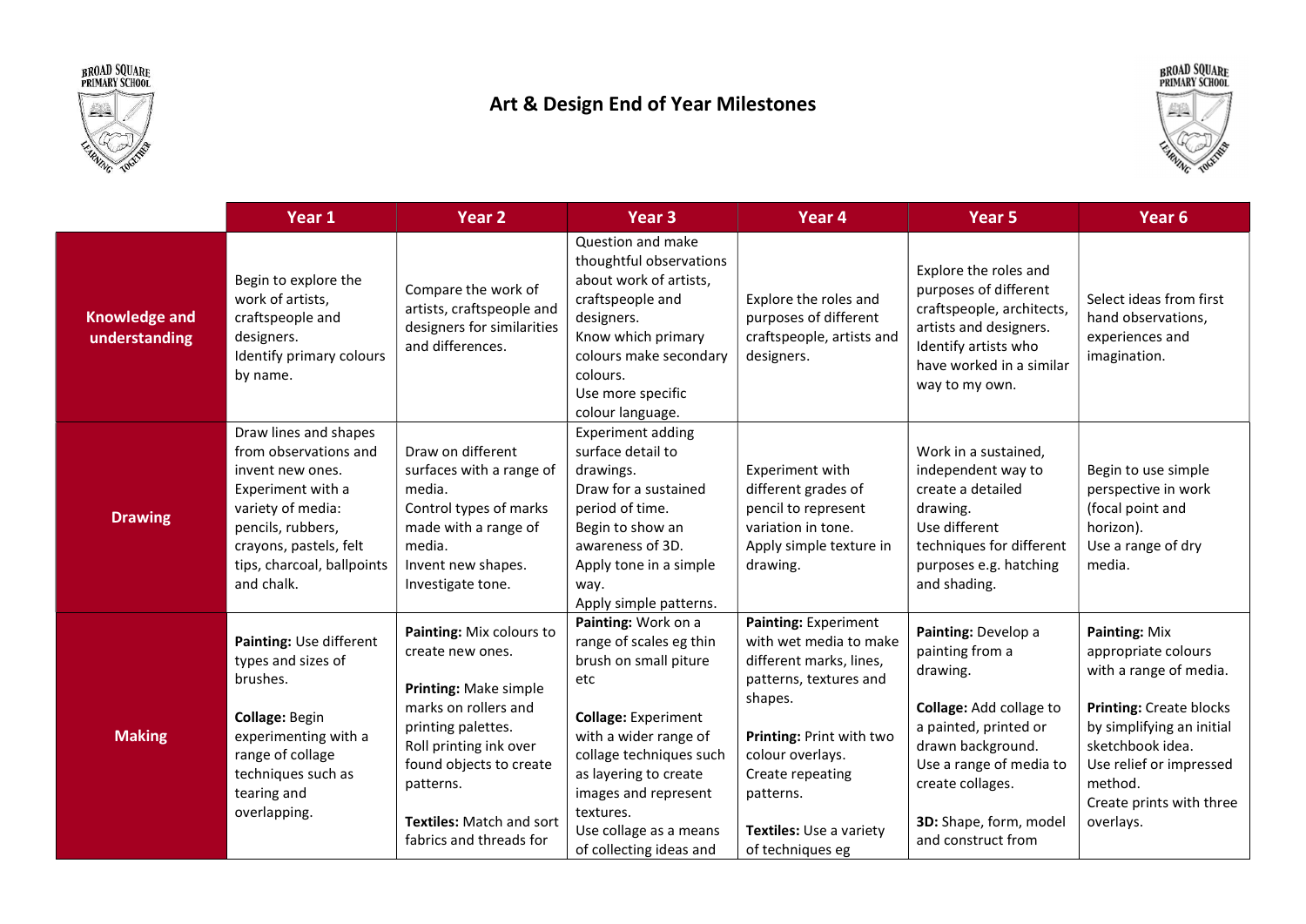# Art & Design End of Year Milestones

| | Year 1 | Year 2 | Year 3 | Year 4 | Year 5 | Year 6 |
|---|---|---|---|---|---|---|
| **Knowledge and understanding** | Begin to explore the work of artists, craftspeople and designers. Identify primary colours by name. | Compare the work of artists, craftspeople and designers for similarities and differences. | Question and make thoughtful observations about work of artists, craftspeople and designers. Know which primary colours make secondary colours. Use more specific colour language. | Explore the roles and purposes of different craftspeople, artists and designers. | Explore the roles and purposes of different craftspeople, architects, artists and designers. Identify artists who have worked in a similar way to my own. | Select ideas from first hand observations, experiences and imagination. |
| **Drawing** | Draw lines and shapes from observations and invent new ones. Experiment with a variety of media: pencils, rubbers, crayons, pastels, felt tips, charcoal, ballpoints and chalk. | Draw on different surfaces with a range of media. Control types of marks made with a range of media. Invent new shapes. Investigate tone. | Experiment adding surface detail to drawings. Draw for a sustained period of time. Begin to show an awareness of 3D. Apply tone in a simple way. Apply simple patterns. | Experiment with different grades of pencil to represent variation in tone. Apply simple texture in drawing. | Work in a sustained, independent way to create a detailed drawing. Use different techniques for different purposes e.g. hatching and shading. | Begin to use simple perspective in work (focal point and horizon). Use a range of dry media. |
| **Making** | **Painting:** Use different types and sizes of brushes.<br><br>**Collage:** Begin experimenting with a range of collage techniques such as tearing and overlapping. | **Painting:** Mix colours to create new ones.<br><br>**Printing:** Make simple marks on rollers and printing palettes. Roll printing ink over found objects to create patterns.<br><br>**Textiles:** Match and sort fabrics and threads for | **Painting:** Work on a range of scales eg thin brush on small piture etc<br><br>**Collage:** Experiment with a wider range of collage techniques such as layering to create images and represent textures. Use collage as a means of collecting ideas and | **Painting:** Experiment with wet media to make different marks, lines, patterns, textures and shapes.<br><br>**Printing:** Print with two colour overlays. Create repeating patterns.<br><br>**Textiles:** Use a variety of techniques eg | **Painting:** Develop a painting from a drawing.<br><br>**Collage:** Add collage to a painted, printed or drawn background. Use a range of media to create collages.<br><br>**3D:** Shape, form, model and construct from | **Painting:** Mix appropriate colours with a range of media.<br><br>**Printing:** Create blocks by simplifying an initial sketchbook idea. Use relief or impressed method. Create prints with three overlays. |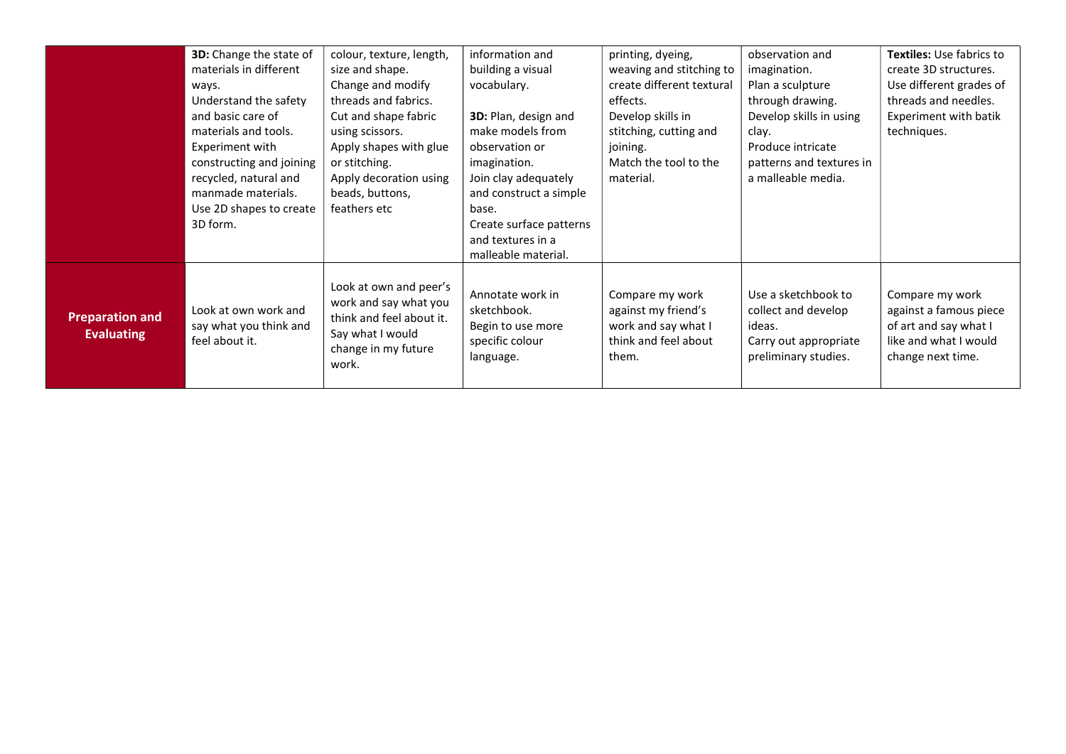| | | | | | | |
|---|---|---|---|---|---|---|
| | **3D:** Change the state of materials in different ways.<br>Understand the safety and basic care of materials and tools.<br>Experiment with constructing and joining recycled, natural and manmade materials.<br>Use 2D shapes to create 3D form. | colour, texture, length, size and shape.<br>Change and modify threads and fabrics.<br>Cut and shape fabric using scissors.<br>Apply shapes with glue or stitching.<br>Apply decoration using beads, buttons, feathers etc | information and building a visual vocabulary.<br><br>**3D:** Plan, design and make models from observation or imagination.<br>Join clay adequately and construct a simple base.<br>Create surface patterns and textures in a malleable material. | printing, dyeing, weaving and stitching to create different textural effects.<br>Develop skills in stitching, cutting and joining.<br>Match the tool to the material. | observation and imagination.<br>Plan a sculpture through drawing.<br>Develop skills in using clay.<br>Produce intricate patterns and textures in a malleable media. | **Textiles:** Use fabrics to create 3D structures.<br>Use different grades of threads and needles.<br>Experiment with batik techniques. |
| **Preparation and Evaluating** | Look at own work and say what you think and feel about it. | Look at own and peer's work and say what you think and feel about it.<br>Say what I would change in my future work. | Annotate work in sketchbook.<br>Begin to use more specific colour language. | Compare my work against my friend's work and say what I think and feel about them. | Use a sketchbook to collect and develop ideas.<br>Carry out appropriate preliminary studies. | Compare my work against a famous piece of art and say what I like and what I would change next time. |